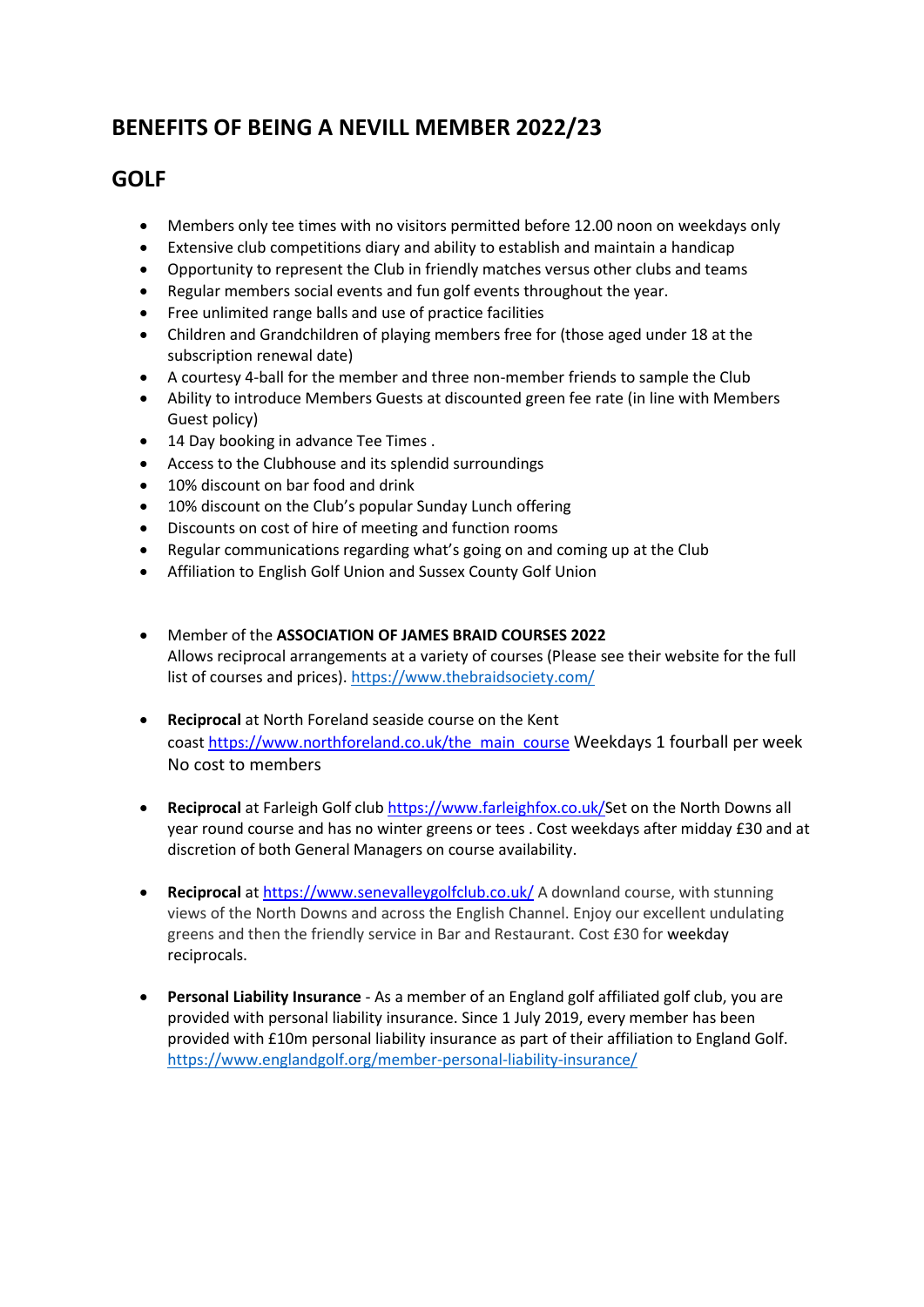# BENEFITS OF BEING A NEVILL MEMBER 2022/23

## GOLF

- Members only tee times with no visitors permitted before 12.00 noon on weekdays only
- Extensive club competitions diary and ability to establish and maintain a handicap
- Opportunity to represent the Club in friendly matches versus other clubs and teams
- Regular members social events and fun golf events throughout the year.
- Free unlimited range balls and use of practice facilities
- Children and Grandchildren of playing members free for (those aged under 18 at the subscription renewal date)
- A courtesy 4-ball for the member and three non-member friends to sample the Club
- Ability to introduce Members Guests at discounted green fee rate (in line with Members Guest policy)
- 14 Day booking in advance Tee Times .
- Access to the Clubhouse and its splendid surroundings
- 10% discount on bar food and drink
- 10% discount on the Club's popular Sunday Lunch offering
- Discounts on cost of hire of meeting and function rooms
- Regular communications regarding what's going on and coming up at the Club
- Affiliation to English Golf Union and Sussex County Golf Union

- Member of the **ASSOCIATION OF JAMES BRAID COURSES 2022**
  Allows reciprocal arrangements at a variety of courses (Please see their website for the full list of courses and prices). https://www.thebraidsociety.com/

- **Reciprocal** at North Foreland seaside course on the Kent coast https://www.northforeland.co.uk/the_main_course Weekdays 1 fourball per week No cost to members

- **Reciprocal** at Farleigh Golf club https://www.farleighfox.co.uk/Set on the North Downs all year round course and has no winter greens or tees . Cost weekdays after midday £30 and at discretion of both General Managers on course availability.

- **Reciprocal** at https://www.senevalleygolfclub.co.uk/ A downland course, with stunning views of the North Downs and across the English Channel. Enjoy our excellent undulating greens and then the friendly service in Bar and Restaurant. Cost £30 for weekday reciprocals.

- **Personal Liability Insurance** - As a member of an England golf affiliated golf club, you are provided with personal liability insurance. Since 1 July 2019, every member has been provided with £10m personal liability insurance as part of their affiliation to England Golf. https://www.englandgolf.org/member-personal-liability-insurance/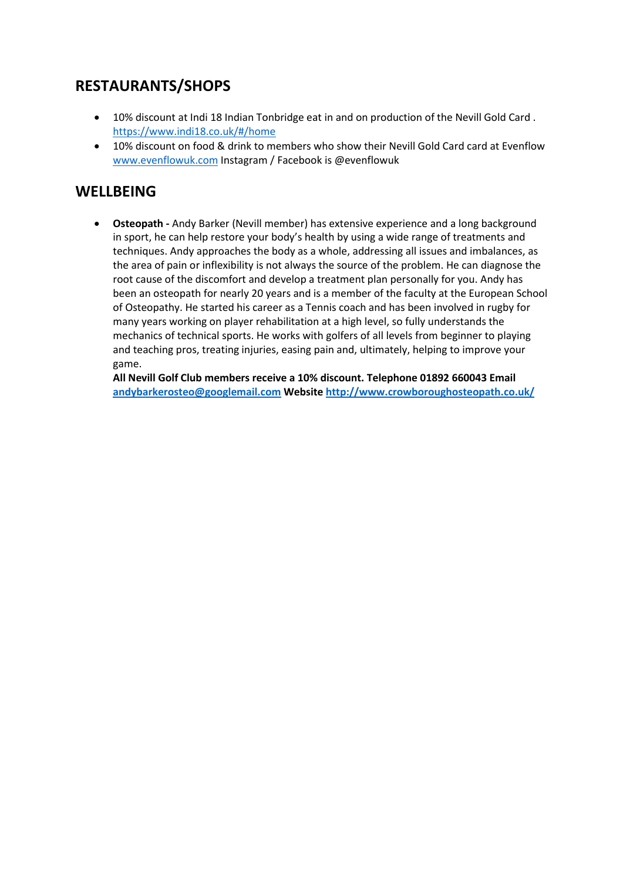## RESTAURANTS/SHOPS

- 10% discount at Indi 18 Indian Tonbridge eat in and on production of the Nevill Gold Card . https://www.indi18.co.uk/#/home
- 10% discount on food & drink to members who show their Nevill Gold Card card at Evenflow www.evenflowuk.com Instagram / Facebook is @evenflowuk

## WELLBEING

- **Osteopath -** Andy Barker (Nevill member) has extensive experience and a long background in sport, he can help restore your body's health by using a wide range of treatments and techniques. Andy approaches the body as a whole, addressing all issues and imbalances, as the area of pain or inflexibility is not always the source of the problem. He can diagnose the root cause of the discomfort and develop a treatment plan personally for you. Andy has been an osteopath for nearly 20 years and is a member of the faculty at the European School of Osteopathy. He started his career as a Tennis coach and has been involved in rugby for many years working on player rehabilitation at a high level, so fully understands the mechanics of technical sports. He works with golfers of all levels from beginner to playing and teaching pros, treating injuries, easing pain and, ultimately, helping to improve your game.
  **All Nevill Golf Club members receive a 10% discount. Telephone 01892 660043 Email andybarkerosteo@googlemail.com Website http://www.crowboroughosteopath.co.uk/**